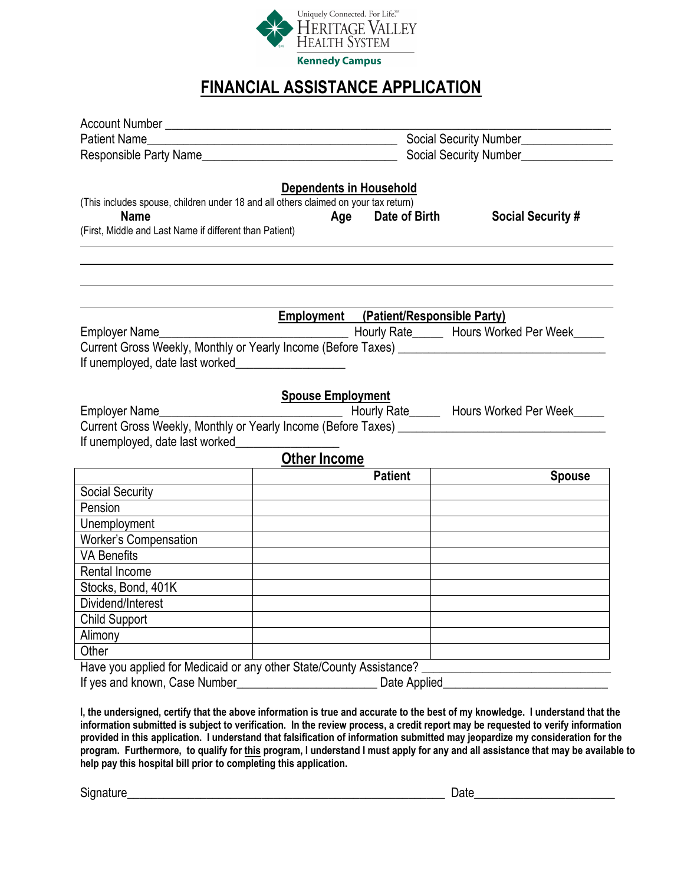Uniquely Connected. For Life.SM
HERITAGE VALLEY
HEALTH SYSTEM
Kennedy Campus

# FINANCIAL ASSISTANCE APPLICATION

Account Number ________________________________________________________________

Patient Name________________________________________ Social Security Number______________

Responsible Party Name______________________________ Social Security Number______________

## Dependents in Household

(This includes spouse, children under 18 and all others claimed on your tax return)

| **Name**<br>(First, Middle and Last Name if different than Patient) | **Age** | **Date of Birth** | **Social Security #** |
|---|---|---|---|
| | | | |
| | | | |
| | | | |
| | | | |

## Employment (Patient/Responsible Party)

Employer Name_______________________________ Hourly Rate_____ Hours Worked Per Week_____

Current Gross Weekly, Monthly or Yearly Income (Before Taxes) _________________________________

If unemployed, date last worked_________________

## Spouse Employment

Employer Name_______________________________ Hourly Rate_____ Hours Worked Per Week_____

Current Gross Weekly, Monthly or Yearly Income (Before Taxes) _________________________________

If unemployed, date last worked________________

## Other Income

| | Patient | Spouse |
|---|---|---|
| Social Security | | |
| Pension | | |
| Unemployment | | |
| Worker's Compensation | | |
| VA Benefits | | |
| Rental Income | | |
| Stocks, Bond, 401K | | |
| Dividend/Interest | | |
| Child Support | | |
| Alimony | | |
| Other | | |

Have you applied for Medicaid or any other State/County Assistance? ____________________________

If yes and known, Case Number______________________ Date Applied_________________________

**I, the undersigned, certify that the above information is true and accurate to the best of my knowledge. I understand that the information submitted is subject to verification. In the review process, a credit report may be requested to verify information provided in this application. I understand that falsification of information submitted may jeopardize my consideration for the program. Furthermore, to qualify for this program, I understand I must apply for any and all assistance that may be available to help pay this hospital bill prior to completing this application.**

Signature__________________________________________________ Date______________________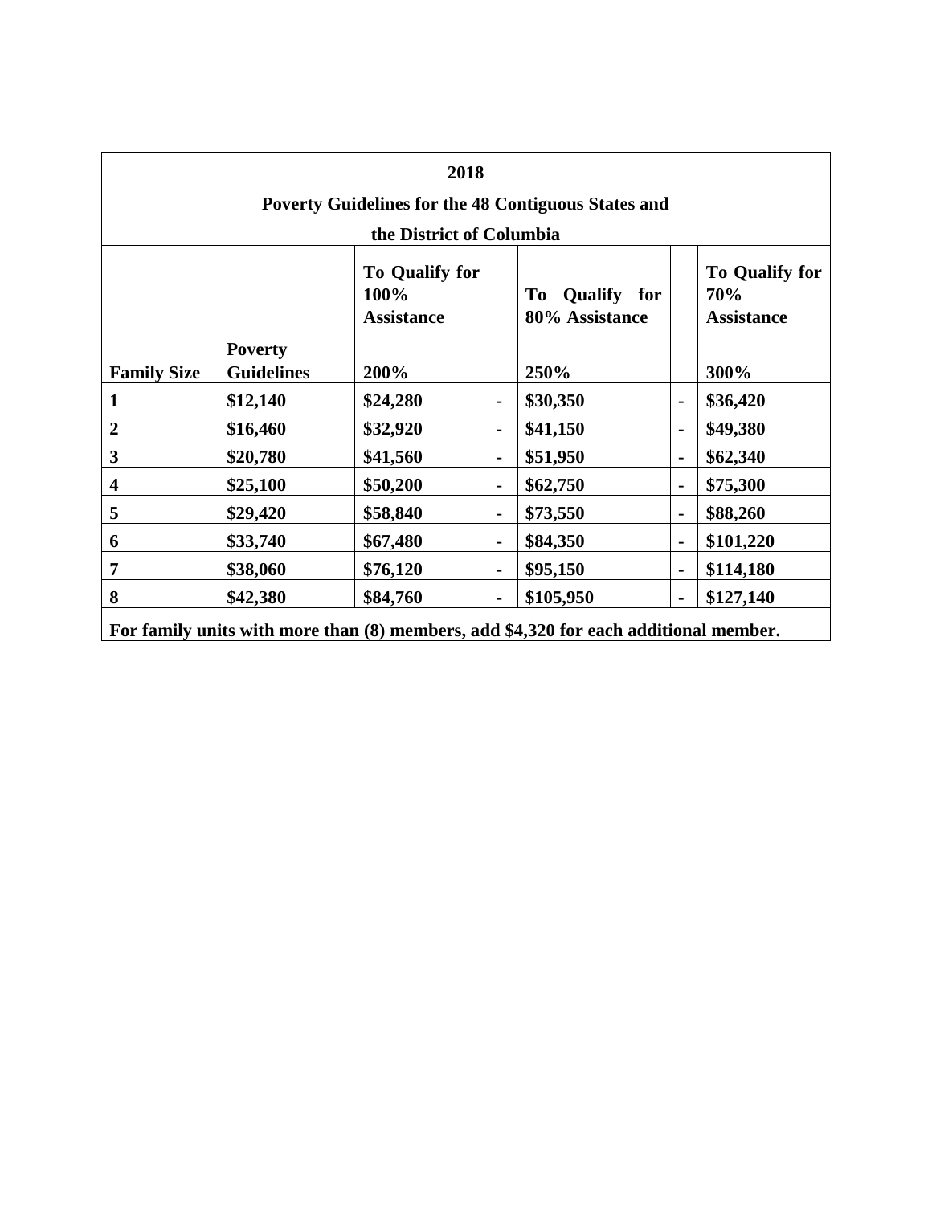**2018**

**Poverty Guidelines for the 48 Contiguous States and the District of Columbia**

| Family Size | Poverty Guidelines | To Qualify for 100% Assistance<br>200% | | To Qualify for 80% Assistance<br>250% | | To Qualify for 70% Assistance<br>300% |
|---|---|---|---|---|---|---|
| 1 | $12,140 | $24,280 | - | $30,350 | - | $36,420 |
| 2 | $16,460 | $32,920 | - | $41,150 | - | $49,380 |
| 3 | $20,780 | $41,560 | - | $51,950 | - | $62,340 |
| 4 | $25,100 | $50,200 | - | $62,750 | - | $75,300 |
| 5 | $29,420 | $58,840 | - | $73,550 | - | $88,260 |
| 6 | $33,740 | $67,480 | - | $84,350 | - | $101,220 |
| 7 | $38,060 | $76,120 | - | $95,150 | - | $114,180 |
| 8 | $42,380 | $84,760 | - | $105,950 | - | $127,140 |

**For family units with more than (8) members, add $4,320 for each additional member.**